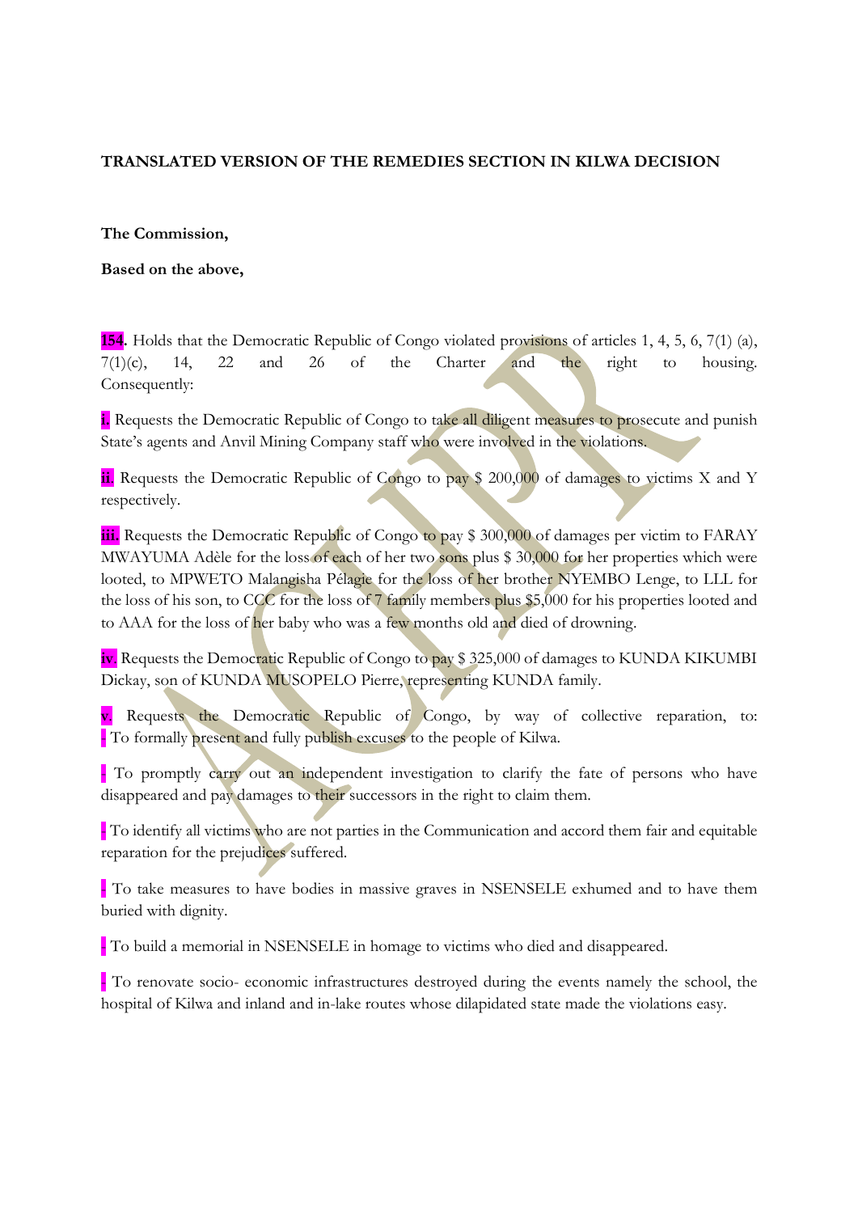**TRANSLATED VERSION OF THE REMEDIES SECTION IN KILWA DECISION**

**The Commission,**

**Based on the above,**

**154.** Holds that the Democratic Republic of Congo violated provisions of articles 1, 4, 5, 6, 7(1) (a), 7(1)(c), 14, 22 and 26 of the Charter and the right to housing. Consequently:

**i.** Requests the Democratic Republic of Congo to take all diligent measures to prosecute and punish State's agents and Anvil Mining Company staff who were involved in the violations.

**ii.** Requests the Democratic Republic of Congo to pay $ 200,000 of damages to victims X and Y respectively.

**iii.** Requests the Democratic Republic of Congo to pay $ 300,000 of damages per victim to FARAY MWAYUMA Adèle for the loss of each of her two sons plus $ 30,000 for her properties which were looted, to MPWETO Malangisha Pélagie for the loss of her brother NYEMBO Lenge, to LLL for the loss of his son, to CCC for the loss of 7 family members plus $5,000 for his properties looted and to AAA for the loss of her baby who was a few months old and died of drowning.

**iv.** Requests the Democratic Republic of Congo to pay $ 325,000 of damages to KUNDA KIKUMBI Dickay, son of KUNDA MUSOPELO Pierre, representing KUNDA family.

**v.** Requests the Democratic Republic of Congo, by way of collective reparation, to:

- To formally present and fully publish excuses to the people of Kilwa.

- To promptly carry out an independent investigation to clarify the fate of persons who have disappeared and pay damages to their successors in the right to claim them.

- To identify all victims who are not parties in the Communication and accord them fair and equitable reparation for the prejudices suffered.

- To take measures to have bodies in massive graves in NSENSELE exhumed and to have them buried with dignity.

- To build a memorial in NSENSELE in homage to victims who died and disappeared.

- To renovate socio- economic infrastructures destroyed during the events namely the school, the hospital of Kilwa and inland and in-lake routes whose dilapidated state made the violations easy.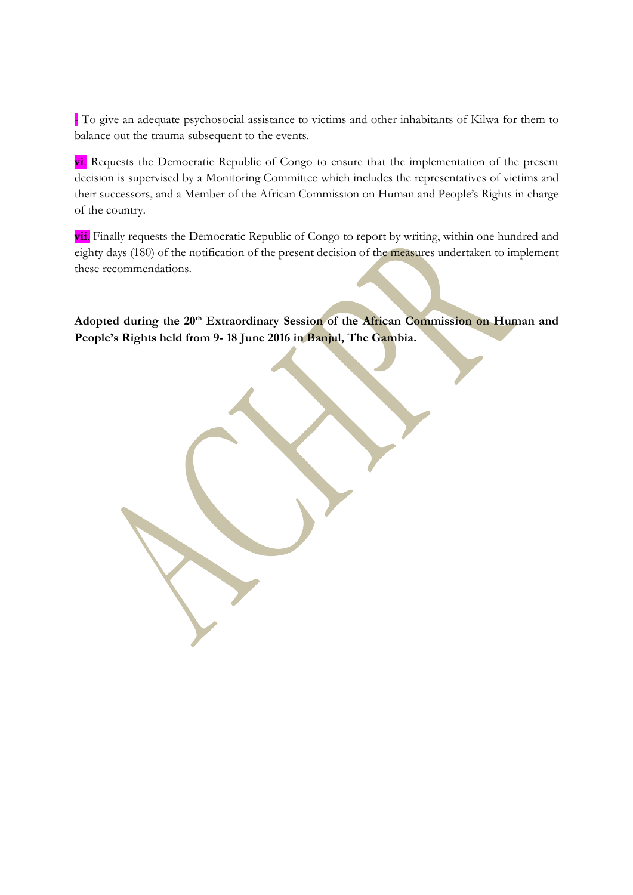- To give an adequate psychosocial assistance to victims and other inhabitants of Kilwa for them to balance out the trauma subsequent to the events.

**vi.** Requests the Democratic Republic of Congo to ensure that the implementation of the present decision is supervised by a Monitoring Committee which includes the representatives of victims and their successors, and a Member of the African Commission on Human and People's Rights in charge of the country.

**vii.** Finally requests the Democratic Republic of Congo to report by writing, within one hundred and eighty days (180) of the notification of the present decision of the measures undertaken to implement these recommendations.

**Adopted during the 20th Extraordinary Session of the African Commission on Human and People's Rights held from 9- 18 June 2016 in Banjul, The Gambia.**